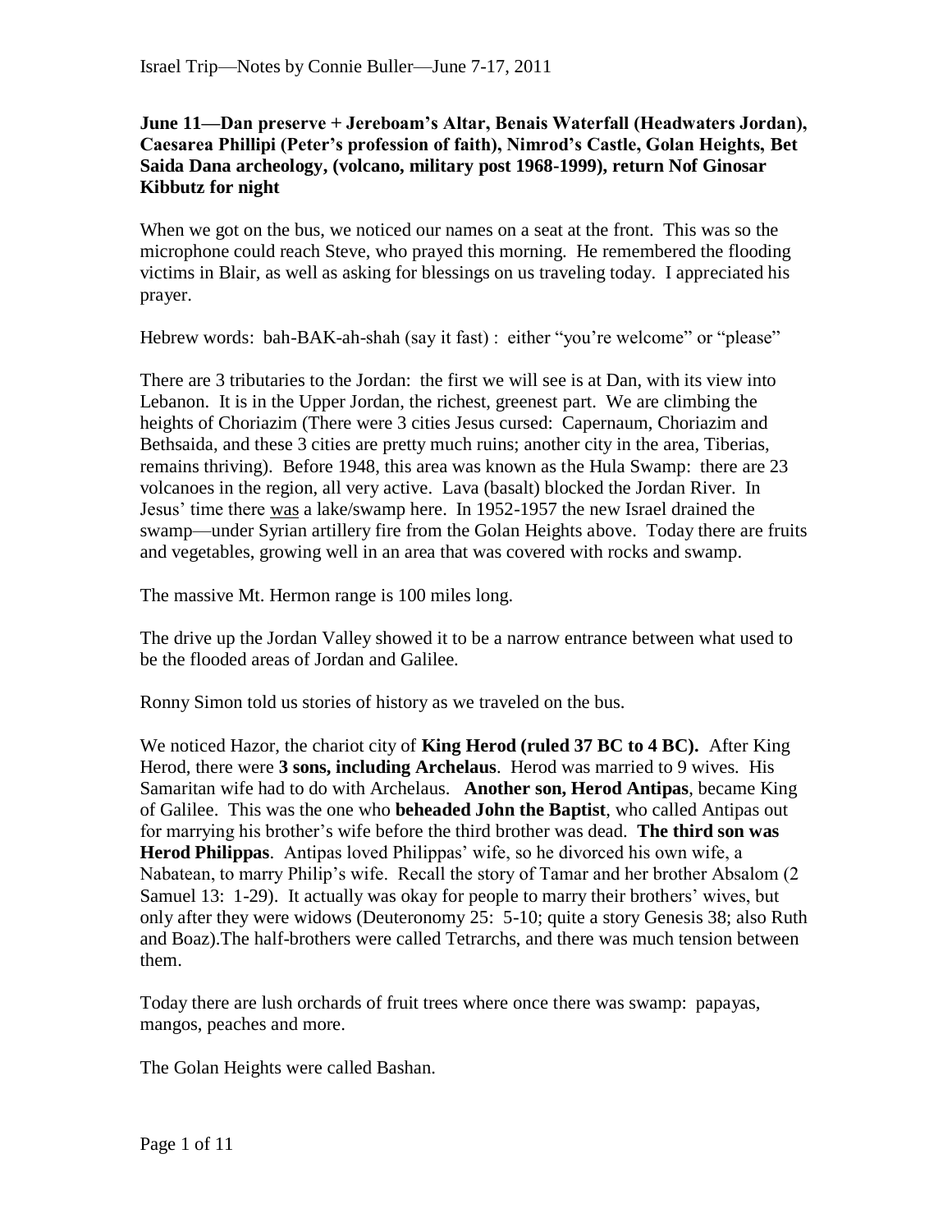**June 11—Dan preserve + Jereboam's Altar, Benais Waterfall (Headwaters Jordan), Caesarea Phillipi (Peter's profession of faith), Nimrod's Castle, Golan Heights, Bet Saida Dana archeology, (volcano, military post 1968-1999), return Nof Ginosar Kibbutz for night**

When we got on the bus, we noticed our names on a seat at the front. This was so the microphone could reach Steve, who prayed this morning. He remembered the flooding victims in Blair, as well as asking for blessings on us traveling today. I appreciated his prayer.

Hebrew words: bah-BAK-ah-shah (say it fast) : either "you're welcome" or "please"

There are 3 tributaries to the Jordan: the first we will see is at Dan, with its view into Lebanon. It is in the Upper Jordan, the richest, greenest part. We are climbing the heights of Choriazim (There were 3 cities Jesus cursed: Capernaum, Choriazim and Bethsaida, and these 3 cities are pretty much ruins; another city in the area, Tiberias, remains thriving). Before 1948, this area was known as the Hula Swamp: there are 23 volcanoes in the region, all very active. Lava (basalt) blocked the Jordan River. In Jesus' time there <u>was</u> a lake/swamp here. In 1952-1957 the new Israel drained the swamp—under Syrian artillery fire from the Golan Heights above. Today there are fruits and vegetables, growing well in an area that was covered with rocks and swamp.

The massive Mt. Hermon range is 100 miles long.

The drive up the Jordan Valley showed it to be a narrow entrance between what used to be the flooded areas of Jordan and Galilee.

Ronny Simon told us stories of history as we traveled on the bus.

We noticed Hazor, the chariot city of **King Herod (ruled 37 BC to 4 BC).** After King Herod, there were **3 sons, including Archelaus**. Herod was married to 9 wives. His Samaritan wife had to do with Archelaus. **Another son, Herod Antipas**, became King of Galilee. This was the one who **beheaded John the Baptist**, who called Antipas out for marrying his brother's wife before the third brother was dead. **The third son was Herod Philippas**. Antipas loved Philippas' wife, so he divorced his own wife, a Nabatean, to marry Philip's wife. Recall the story of Tamar and her brother Absalom (2 Samuel 13: 1-29). It actually was okay for people to marry their brothers' wives, but only after they were widows (Deuteronomy 25: 5-10; quite a story Genesis 38; also Ruth and Boaz).The half-brothers were called Tetrarchs, and there was much tension between them.

Today there are lush orchards of fruit trees where once there was swamp: papayas, mangos, peaches and more.

The Golan Heights were called Bashan.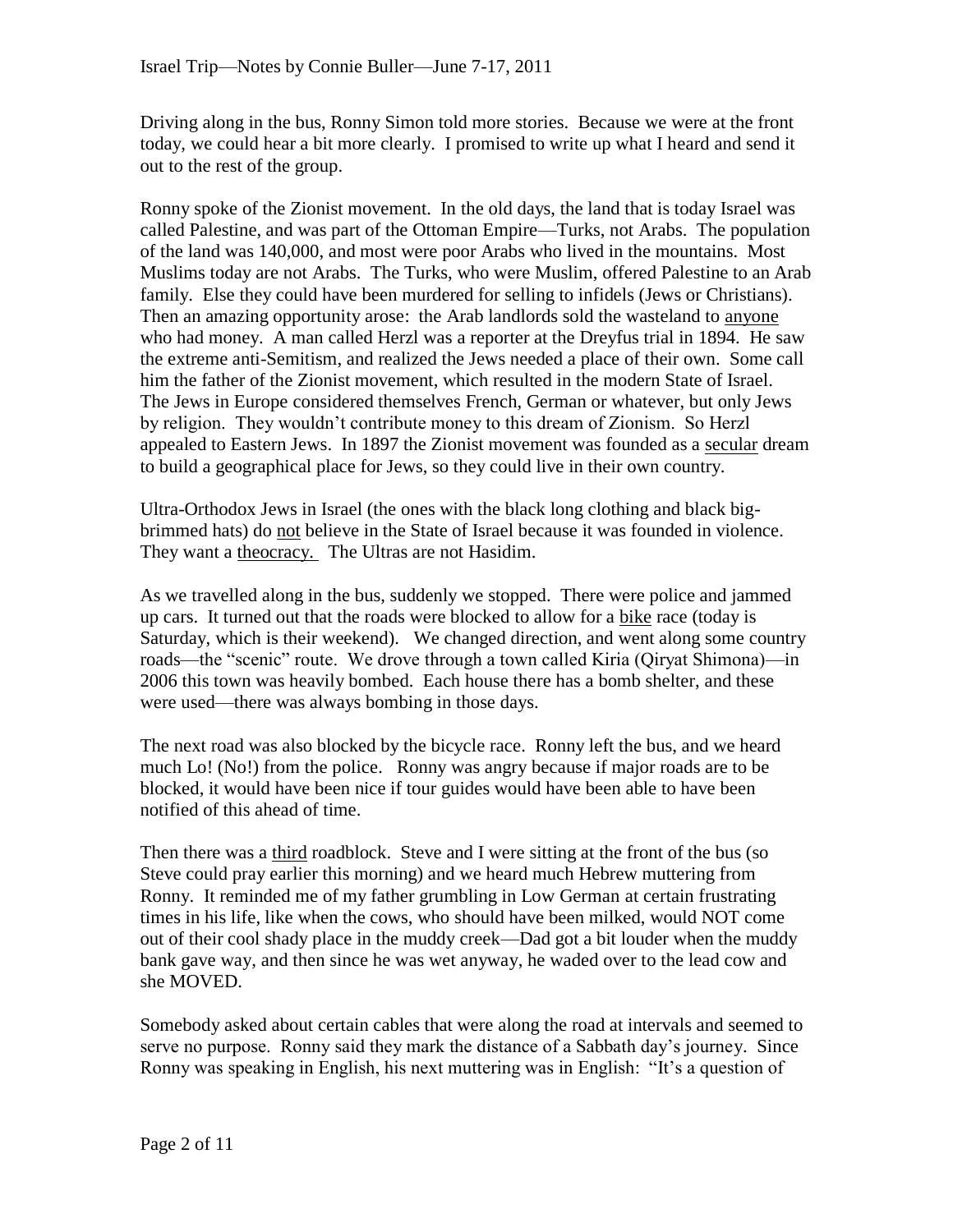Driving along in the bus, Ronny Simon told more stories. Because we were at the front today, we could hear a bit more clearly. I promised to write up what I heard and send it out to the rest of the group.

Ronny spoke of the Zionist movement. In the old days, the land that is today Israel was called Palestine, and was part of the Ottoman Empire—Turks, not Arabs. The population of the land was 140,000, and most were poor Arabs who lived in the mountains. Most Muslims today are not Arabs. The Turks, who were Muslim, offered Palestine to an Arab family. Else they could have been murdered for selling to infidels (Jews or Christians). Then an amazing opportunity arose: the Arab landlords sold the wasteland to <u>anyone</u> who had money. A man called Herzl was a reporter at the Dreyfus trial in 1894. He saw the extreme anti-Semitism, and realized the Jews needed a place of their own. Some call him the father of the Zionist movement, which resulted in the modern State of Israel. The Jews in Europe considered themselves French, German or whatever, but only Jews by religion. They wouldn't contribute money to this dream of Zionism. So Herzl appealed to Eastern Jews. In 1897 the Zionist movement was founded as a <u>secular</u> dream to build a geographical place for Jews, so they could live in their own country.

Ultra-Orthodox Jews in Israel (the ones with the black long clothing and black big-brimmed hats) do <u>not</u> believe in the State of Israel because it was founded in violence. They want a <u>theocracy.</u> The Ultras are not Hasidim.

As we travelled along in the bus, suddenly we stopped. There were police and jammed up cars. It turned out that the roads were blocked to allow for a <u>bike</u> race (today is Saturday, which is their weekend). We changed direction, and went along some country roads—the "scenic" route. We drove through a town called Kiria (Qiryat Shimona)—in 2006 this town was heavily bombed. Each house there has a bomb shelter, and these were used—there was always bombing in those days.

The next road was also blocked by the bicycle race. Ronny left the bus, and we heard much Lo! (No!) from the police. Ronny was angry because if major roads are to be blocked, it would have been nice if tour guides would have been able to have been notified of this ahead of time.

Then there was a <u>third</u> roadblock. Steve and I were sitting at the front of the bus (so Steve could pray earlier this morning) and we heard much Hebrew muttering from Ronny. It reminded me of my father grumbling in Low German at certain frustrating times in his life, like when the cows, who should have been milked, would NOT come out of their cool shady place in the muddy creek—Dad got a bit louder when the muddy bank gave way, and then since he was wet anyway, he waded over to the lead cow and she MOVED.

Somebody asked about certain cables that were along the road at intervals and seemed to serve no purpose. Ronny said they mark the distance of a Sabbath day's journey. Since Ronny was speaking in English, his next muttering was in English: "It's a question of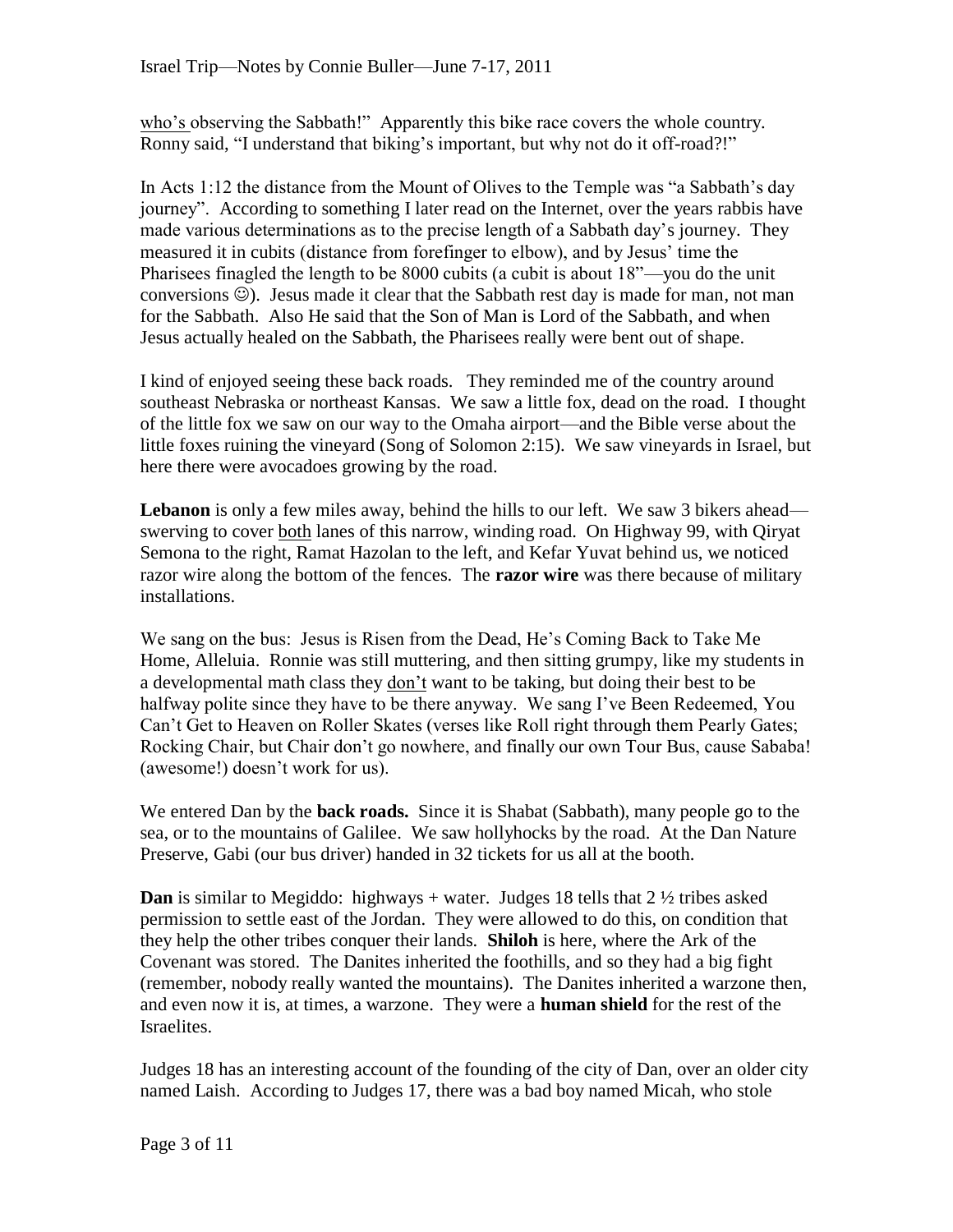who's observing the Sabbath!" Apparently this bike race covers the whole country. Ronny said, "I understand that biking's important, but why not do it off-road?!"

In Acts 1:12 the distance from the Mount of Olives to the Temple was "a Sabbath's day journey". According to something I later read on the Internet, over the years rabbis have made various determinations as to the precise length of a Sabbath day's journey. They measured it in cubits (distance from forefinger to elbow), and by Jesus' time the Pharisees finagled the length to be 8000 cubits (a cubit is about 18"—you do the unit conversions ☺). Jesus made it clear that the Sabbath rest day is made for man, not man for the Sabbath. Also He said that the Son of Man is Lord of the Sabbath, and when Jesus actually healed on the Sabbath, the Pharisees really were bent out of shape.

I kind of enjoyed seeing these back roads. They reminded me of the country around southeast Nebraska or northeast Kansas. We saw a little fox, dead on the road. I thought of the little fox we saw on our way to the Omaha airport—and the Bible verse about the little foxes ruining the vineyard (Song of Solomon 2:15). We saw vineyards in Israel, but here there were avocadoes growing by the road.

**Lebanon** is only a few miles away, behind the hills to our left. We saw 3 bikers ahead—swerving to cover both lanes of this narrow, winding road. On Highway 99, with Qiryat Semona to the right, Ramat Hazolan to the left, and Kefar Yuvat behind us, we noticed razor wire along the bottom of the fences. The **razor wire** was there because of military installations.

We sang on the bus: Jesus is Risen from the Dead, He's Coming Back to Take Me Home, Alleluia. Ronnie was still muttering, and then sitting grumpy, like my students in a developmental math class they don't want to be taking, but doing their best to be halfway polite since they have to be there anyway. We sang I've Been Redeemed, You Can't Get to Heaven on Roller Skates (verses like Roll right through them Pearly Gates; Rocking Chair, but Chair don't go nowhere, and finally our own Tour Bus, cause Sababa! (awesome!) doesn't work for us).

We entered Dan by the **back roads.** Since it is Shabat (Sabbath), many people go to the sea, or to the mountains of Galilee. We saw hollyhocks by the road. At the Dan Nature Preserve, Gabi (our bus driver) handed in 32 tickets for us all at the booth.

**Dan** is similar to Megiddo: highways + water. Judges 18 tells that 2 ½ tribes asked permission to settle east of the Jordan. They were allowed to do this, on condition that they help the other tribes conquer their lands. **Shiloh** is here, where the Ark of the Covenant was stored. The Danites inherited the foothills, and so they had a big fight (remember, nobody really wanted the mountains). The Danites inherited a warzone then, and even now it is, at times, a warzone. They were a **human shield** for the rest of the Israelites.

Judges 18 has an interesting account of the founding of the city of Dan, over an older city named Laish. According to Judges 17, there was a bad boy named Micah, who stole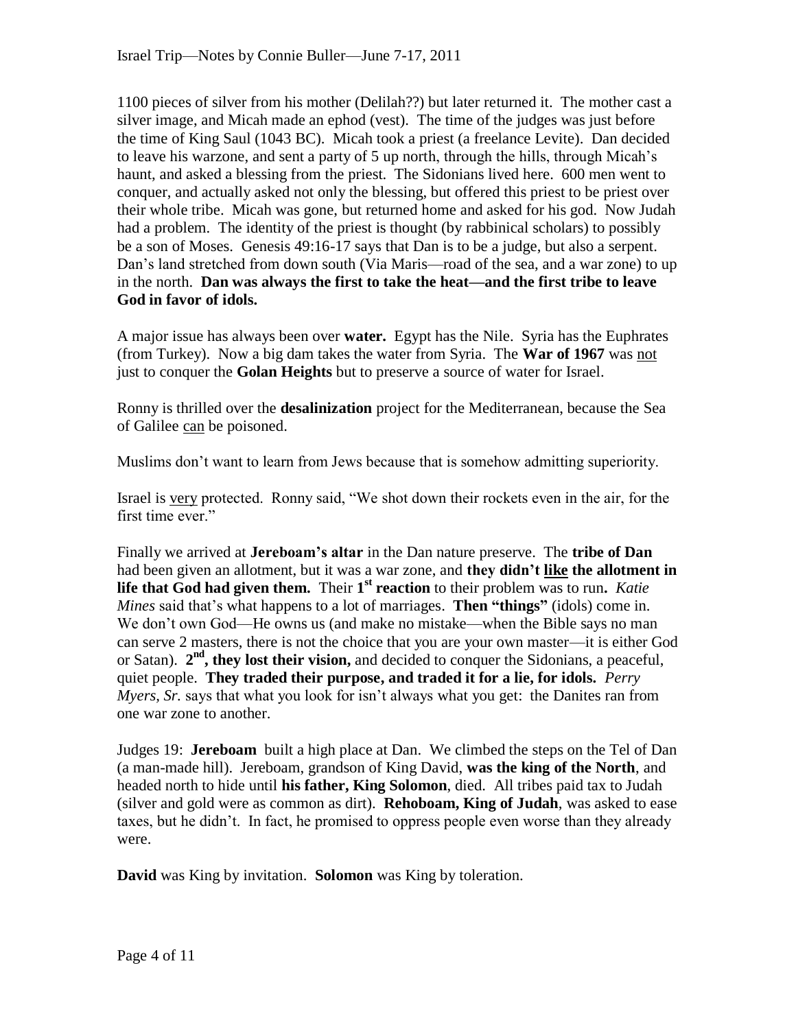1100 pieces of silver from his mother (Delilah??) but later returned it. The mother cast a silver image, and Micah made an ephod (vest). The time of the judges was just before the time of King Saul (1043 BC). Micah took a priest (a freelance Levite). Dan decided to leave his warzone, and sent a party of 5 up north, through the hills, through Micah's haunt, and asked a blessing from the priest. The Sidonians lived here. 600 men went to conquer, and actually asked not only the blessing, but offered this priest to be priest over their whole tribe. Micah was gone, but returned home and asked for his god. Now Judah had a problem. The identity of the priest is thought (by rabbinical scholars) to possibly be a son of Moses. Genesis 49:16-17 says that Dan is to be a judge, but also a serpent. Dan's land stretched from down south (Via Maris—road of the sea, and a war zone) to up in the north. **Dan was always the first to take the heat—and the first tribe to leave God in favor of idols.**

A major issue has always been over **water.** Egypt has the Nile. Syria has the Euphrates (from Turkey). Now a big dam takes the water from Syria. The **War of 1967** was <u>not</u> just to conquer the **Golan Heights** but to preserve a source of water for Israel.

Ronny is thrilled over the **desalinization** project for the Mediterranean, because the Sea of Galilee <u>can</u> be poisoned.

Muslims don't want to learn from Jews because that is somehow admitting superiority.

Israel is <u>very</u> protected. Ronny said, "We shot down their rockets even in the air, for the first time ever."

Finally we arrived at **Jereboam's altar** in the Dan nature preserve. The **tribe of Dan** had been given an allotment, but it was a war zone, and **they didn't <u>like</u> the allotment in life that God had given them.** Their **1st reaction** to their problem was to run**.** *Katie Mines* said that's what happens to a lot of marriages. **Then "things"** (idols) come in. We don't own God—He owns us (and make no mistake—when the Bible says no man can serve 2 masters, there is not the choice that you are your own master—it is either God or Satan). **2nd, they lost their vision,** and decided to conquer the Sidonians, a peaceful, quiet people. **They traded their purpose, and traded it for a lie, for idols.** *Perry Myers, Sr.* says that what you look for isn't always what you get: the Danites ran from one war zone to another.

Judges 19: **Jereboam** built a high place at Dan. We climbed the steps on the Tel of Dan (a man-made hill). Jereboam, grandson of King David, **was the king of the North**, and headed north to hide until **his father, King Solomon**, died. All tribes paid tax to Judah (silver and gold were as common as dirt). **Rehoboam, King of Judah**, was asked to ease taxes, but he didn't. In fact, he promised to oppress people even worse than they already were.

**David** was King by invitation. **Solomon** was King by toleration.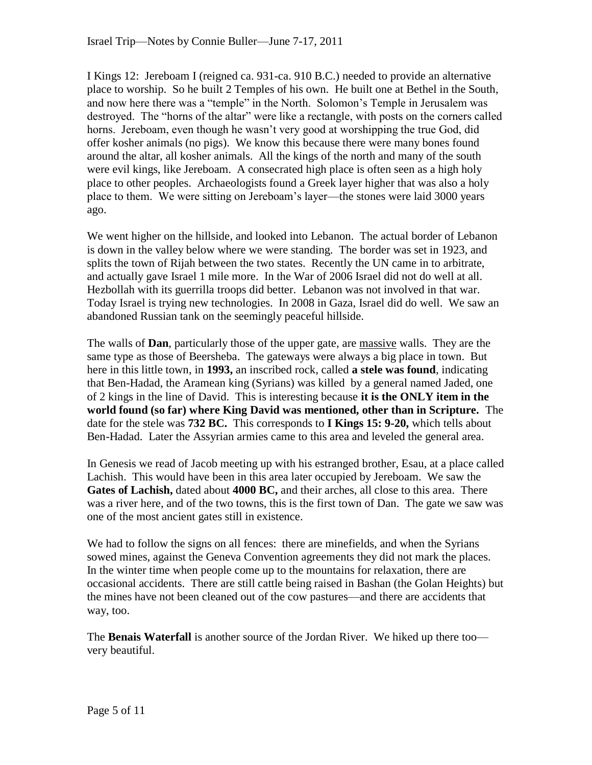I Kings 12: Jereboam I (reigned ca. 931-ca. 910 B.C.) needed to provide an alternative place to worship. So he built 2 Temples of his own. He built one at Bethel in the South, and now here there was a "temple" in the North. Solomon's Temple in Jerusalem was destroyed. The "horns of the altar" were like a rectangle, with posts on the corners called horns. Jereboam, even though he wasn't very good at worshipping the true God, did offer kosher animals (no pigs). We know this because there were many bones found around the altar, all kosher animals. All the kings of the north and many of the south were evil kings, like Jereboam. A consecrated high place is often seen as a high holy place to other peoples. Archaeologists found a Greek layer higher that was also a holy place to them. We were sitting on Jereboam's layer—the stones were laid 3000 years ago.

We went higher on the hillside, and looked into Lebanon. The actual border of Lebanon is down in the valley below where we were standing. The border was set in 1923, and splits the town of Rijah between the two states. Recently the UN came in to arbitrate, and actually gave Israel 1 mile more. In the War of 2006 Israel did not do well at all. Hezbollah with its guerrilla troops did better. Lebanon was not involved in that war. Today Israel is trying new technologies. In 2008 in Gaza, Israel did do well. We saw an abandoned Russian tank on the seemingly peaceful hillside.

The walls of **Dan**, particularly those of the upper gate, are massive walls. They are the same type as those of Beersheba. The gateways were always a big place in town. But here in this little town, in **1993,** an inscribed rock, called **a stele was found**, indicating that Ben-Hadad, the Aramean king (Syrians) was killed by a general named Jaded, one of 2 kings in the line of David. This is interesting because **it is the ONLY item in the world found (so far) where King David was mentioned, other than in Scripture.** The date for the stele was **732 BC.** This corresponds to **I Kings 15: 9-20,** which tells about Ben-Hadad. Later the Assyrian armies came to this area and leveled the general area.

In Genesis we read of Jacob meeting up with his estranged brother, Esau, at a place called Lachish. This would have been in this area later occupied by Jereboam. We saw the **Gates of Lachish,** dated about **4000 BC,** and their arches, all close to this area. There was a river here, and of the two towns, this is the first town of Dan. The gate we saw was one of the most ancient gates still in existence.

We had to follow the signs on all fences: there are minefields, and when the Syrians sowed mines, against the Geneva Convention agreements they did not mark the places. In the winter time when people come up to the mountains for relaxation, there are occasional accidents. There are still cattle being raised in Bashan (the Golan Heights) but the mines have not been cleaned out of the cow pastures—and there are accidents that way, too.

The **Benais Waterfall** is another source of the Jordan River. We hiked up there too—very beautiful.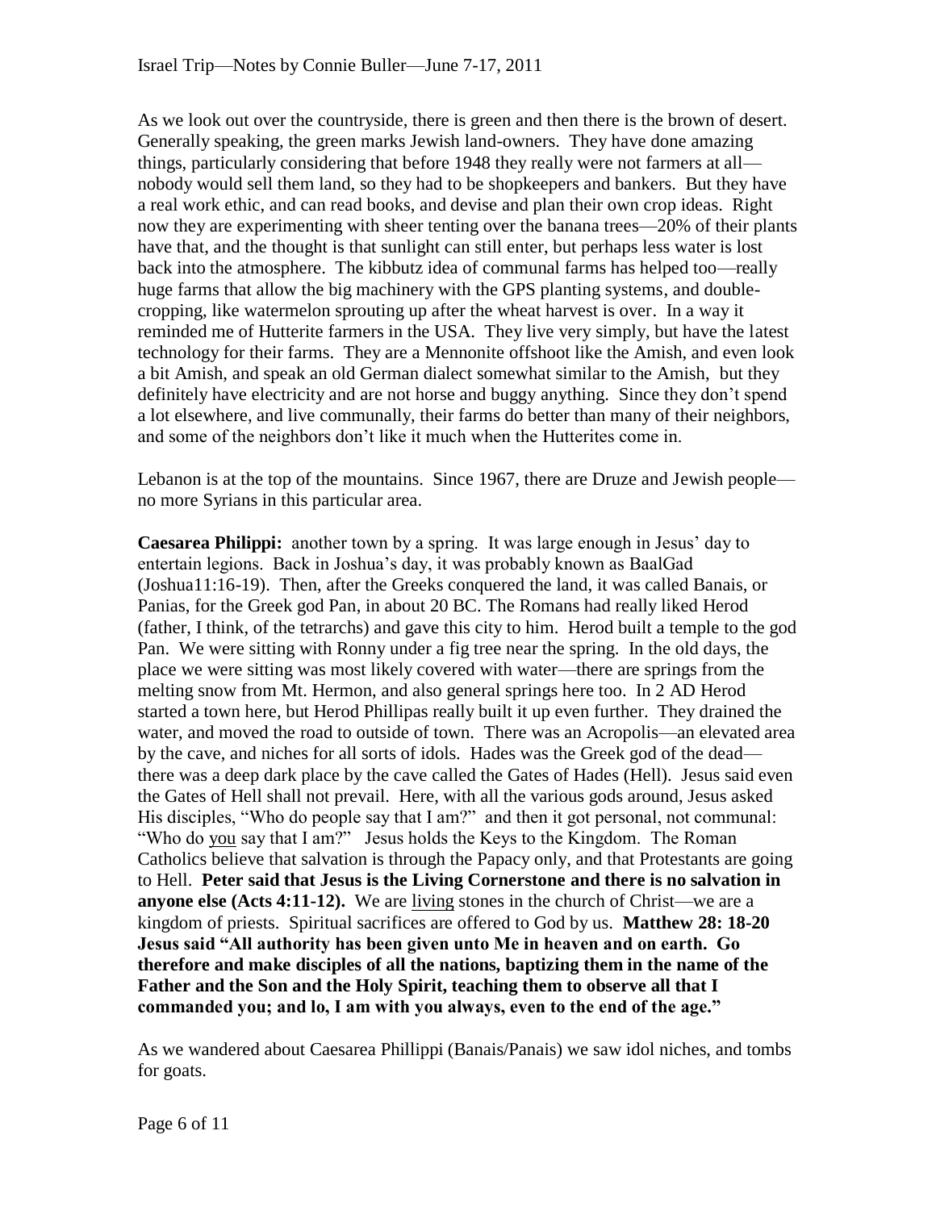As we look out over the countryside, there is green and then there is the brown of desert. Generally speaking, the green marks Jewish land-owners. They have done amazing things, particularly considering that before 1948 they really were not farmers at all—nobody would sell them land, so they had to be shopkeepers and bankers. But they have a real work ethic, and can read books, and devise and plan their own crop ideas. Right now they are experimenting with sheer tenting over the banana trees—20% of their plants have that, and the thought is that sunlight can still enter, but perhaps less water is lost back into the atmosphere. The kibbutz idea of communal farms has helped too—really huge farms that allow the big machinery with the GPS planting systems, and double-cropping, like watermelon sprouting up after the wheat harvest is over. In a way it reminded me of Hutterite farmers in the USA. They live very simply, but have the latest technology for their farms. They are a Mennonite offshoot like the Amish, and even look a bit Amish, and speak an old German dialect somewhat similar to the Amish, but they definitely have electricity and are not horse and buggy anything. Since they don't spend a lot elsewhere, and live communally, their farms do better than many of their neighbors, and some of the neighbors don't like it much when the Hutterites come in.

Lebanon is at the top of the mountains. Since 1967, there are Druze and Jewish people—no more Syrians in this particular area.

**Caesarea Philippi:** another town by a spring. It was large enough in Jesus' day to entertain legions. Back in Joshua's day, it was probably known as BaalGad (Joshua11:16-19). Then, after the Greeks conquered the land, it was called Banais, or Panias, for the Greek god Pan, in about 20 BC. The Romans had really liked Herod (father, I think, of the tetrarchs) and gave this city to him. Herod built a temple to the god Pan. We were sitting with Ronny under a fig tree near the spring. In the old days, the place we were sitting was most likely covered with water—there are springs from the melting snow from Mt. Hermon, and also general springs here too. In 2 AD Herod started a town here, but Herod Phillipas really built it up even further. They drained the water, and moved the road to outside of town. There was an Acropolis—an elevated area by the cave, and niches for all sorts of idols. Hades was the Greek god of the dead—there was a deep dark place by the cave called the Gates of Hades (Hell). Jesus said even the Gates of Hell shall not prevail. Here, with all the various gods around, Jesus asked His disciples, "Who do people say that I am?" and then it got personal, not communal: "Who do you say that I am?" Jesus holds the Keys to the Kingdom. The Roman Catholics believe that salvation is through the Papacy only, and that Protestants are going to Hell. **Peter said that Jesus is the Living Cornerstone and there is no salvation in anyone else (Acts 4:11-12).** We are living stones in the church of Christ—we are a kingdom of priests. Spiritual sacrifices are offered to God by us. **Matthew 28: 18-20 Jesus said "All authority has been given unto Me in heaven and on earth. Go therefore and make disciples of all the nations, baptizing them in the name of the Father and the Son and the Holy Spirit, teaching them to observe all that I commanded you; and lo, I am with you always, even to the end of the age."**

As we wandered about Caesarea Phillippi (Banais/Panais) we saw idol niches, and tombs for goats.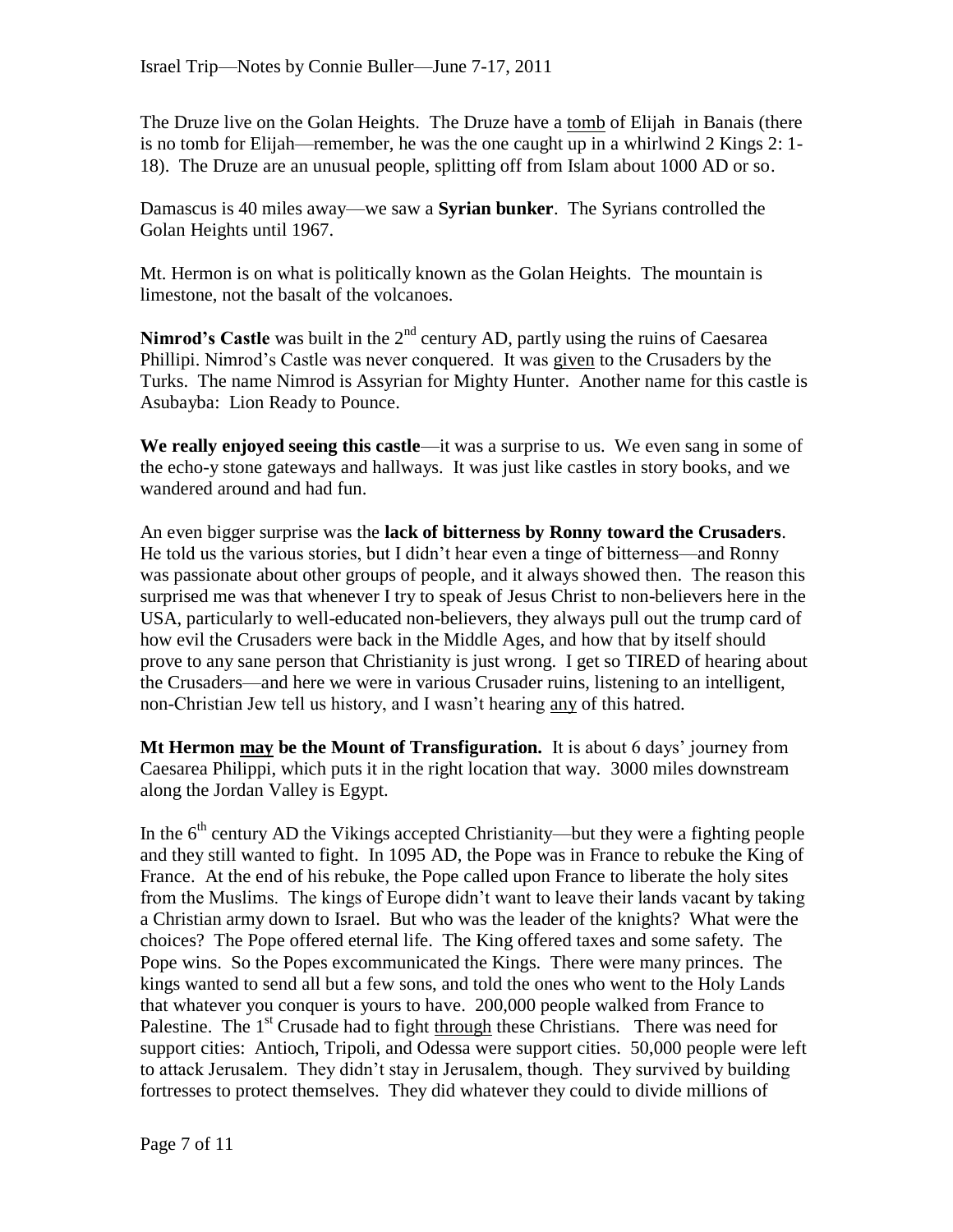The Druze live on the Golan Heights. The Druze have a <u>tomb</u> of Elijah in Banais (there is no tomb for Elijah—remember, he was the one caught up in a whirlwind 2 Kings 2: 1-18). The Druze are an unusual people, splitting off from Islam about 1000 AD or so.

Damascus is 40 miles away—we saw a **Syrian bunker**. The Syrians controlled the Golan Heights until 1967.

Mt. Hermon is on what is politically known as the Golan Heights. The mountain is limestone, not the basalt of the volcanoes.

**Nimrod's Castle** was built in the 2nd century AD, partly using the ruins of Caesarea Phillipi. Nimrod's Castle was never conquered. It was <u>given</u> to the Crusaders by the Turks. The name Nimrod is Assyrian for Mighty Hunter. Another name for this castle is Asubayba: Lion Ready to Pounce.

**We really enjoyed seeing this castle**—it was a surprise to us. We even sang in some of the echo-y stone gateways and hallways. It was just like castles in story books, and we wandered around and had fun.

An even bigger surprise was the **lack of bitterness by Ronny toward the Crusaders**. He told us the various stories, but I didn't hear even a tinge of bitterness—and Ronny was passionate about other groups of people, and it always showed then. The reason this surprised me was that whenever I try to speak of Jesus Christ to non-believers here in the USA, particularly to well-educated non-believers, they always pull out the trump card of how evil the Crusaders were back in the Middle Ages, and how that by itself should prove to any sane person that Christianity is just wrong. I get so TIRED of hearing about the Crusaders—and here we were in various Crusader ruins, listening to an intelligent, non-Christian Jew tell us history, and I wasn't hearing <u>any</u> of this hatred.

**Mt Hermon <u>may</u> be the Mount of Transfiguration.** It is about 6 days' journey from Caesarea Philippi, which puts it in the right location that way. 3000 miles downstream along the Jordan Valley is Egypt.

In the 6th century AD the Vikings accepted Christianity—but they were a fighting people and they still wanted to fight. In 1095 AD, the Pope was in France to rebuke the King of France. At the end of his rebuke, the Pope called upon France to liberate the holy sites from the Muslims. The kings of Europe didn't want to leave their lands vacant by taking a Christian army down to Israel. But who was the leader of the knights? What were the choices? The Pope offered eternal life. The King offered taxes and some safety. The Pope wins. So the Popes excommunicated the Kings. There were many princes. The kings wanted to send all but a few sons, and told the ones who went to the Holy Lands that whatever you conquer is yours to have. 200,000 people walked from France to Palestine. The 1st Crusade had to fight <u>through</u> these Christians. There was need for support cities: Antioch, Tripoli, and Odessa were support cities. 50,000 people were left to attack Jerusalem. They didn't stay in Jerusalem, though. They survived by building fortresses to protect themselves. They did whatever they could to divide millions of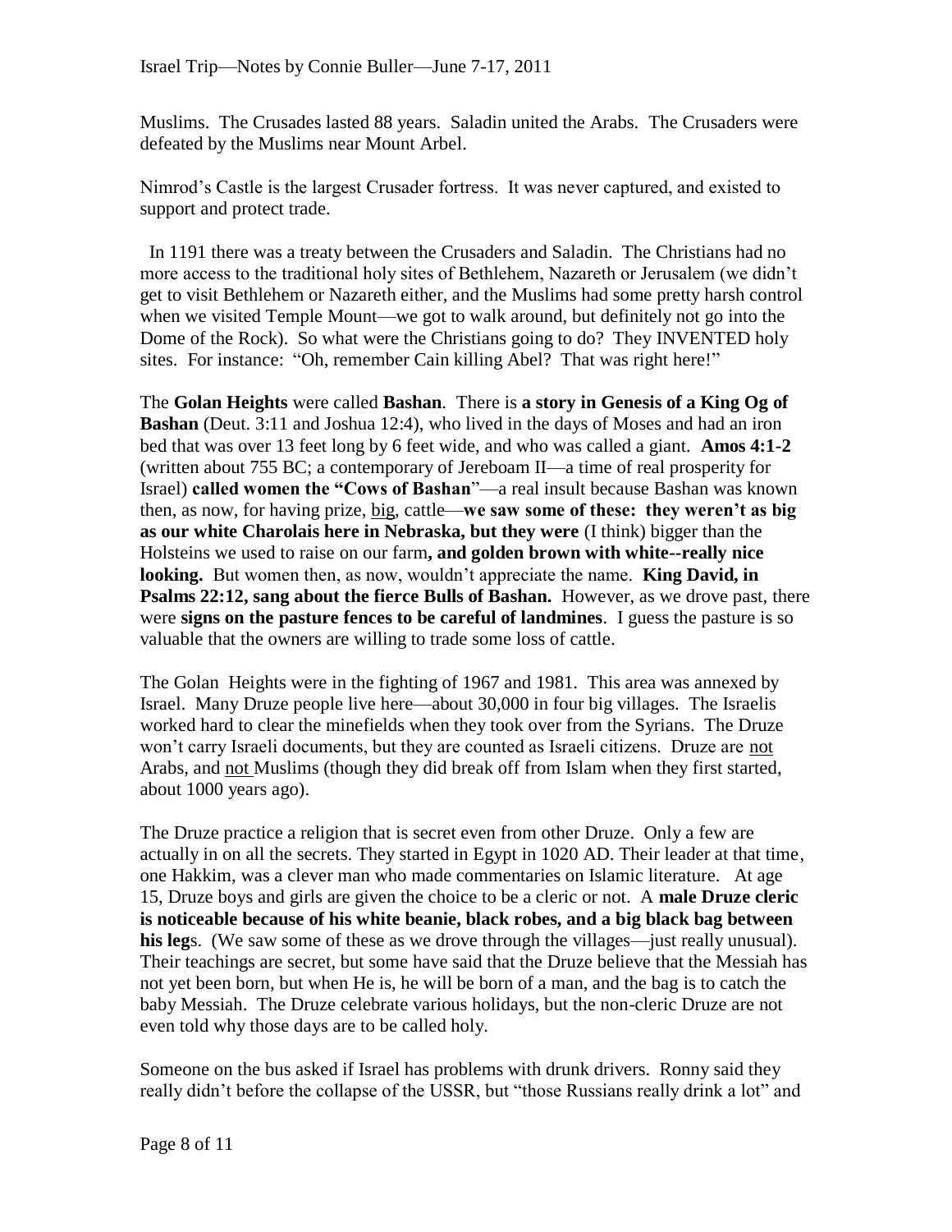Muslims. The Crusades lasted 88 years. Saladin united the Arabs. The Crusaders were defeated by the Muslims near Mount Arbel.

Nimrod's Castle is the largest Crusader fortress. It was never captured, and existed to support and protect trade.

In 1191 there was a treaty between the Crusaders and Saladin. The Christians had no more access to the traditional holy sites of Bethlehem, Nazareth or Jerusalem (we didn't get to visit Bethlehem or Nazareth either, and the Muslims had some pretty harsh control when we visited Temple Mount—we got to walk around, but definitely not go into the Dome of the Rock). So what were the Christians going to do? They INVENTED holy sites. For instance: "Oh, remember Cain killing Abel? That was right here!"

The **Golan Heights** were called **Bashan**. There is **a story in Genesis of a King Og of Bashan** (Deut. 3:11 and Joshua 12:4), who lived in the days of Moses and had an iron bed that was over 13 feet long by 6 feet wide, and who was called a giant. **Amos 4:1-2** (written about 755 BC; a contemporary of Jereboam II—a time of real prosperity for Israel) **called women the "Cows of Bashan**"—a real insult because Bashan was known then, as now, for having prize, <u>big</u>, cattle—**we saw some of these: they weren't as big as our white Charolais here in Nebraska, but they were** (I think) bigger than the Holsteins we used to raise on our farm**, and golden brown with white--really nice looking.** But women then, as now, wouldn't appreciate the name. **King David, in Psalms 22:12, sang about the fierce Bulls of Bashan.** However, as we drove past, there were **signs on the pasture fences to be careful of landmines**. I guess the pasture is so valuable that the owners are willing to trade some loss of cattle.

The Golan Heights were in the fighting of 1967 and 1981. This area was annexed by Israel. Many Druze people live here—about 30,000 in four big villages. The Israelis worked hard to clear the minefields when they took over from the Syrians. The Druze won't carry Israeli documents, but they are counted as Israeli citizens. Druze are <u>not</u> Arabs, and <u>not</u> Muslims (though they did break off from Islam when they first started, about 1000 years ago).

The Druze practice a religion that is secret even from other Druze. Only a few are actually in on all the secrets. They started in Egypt in 1020 AD. Their leader at that time, one Hakkim, was a clever man who made commentaries on Islamic literature. At age 15, Druze boys and girls are given the choice to be a cleric or not. A **male Druze cleric is noticeable because of his white beanie, black robes, and a big black bag between his leg**s. (We saw some of these as we drove through the villages—just really unusual). Their teachings are secret, but some have said that the Druze believe that the Messiah has not yet been born, but when He is, he will be born of a man, and the bag is to catch the baby Messiah. The Druze celebrate various holidays, but the non-cleric Druze are not even told why those days are to be called holy.

Someone on the bus asked if Israel has problems with drunk drivers. Ronny said they really didn't before the collapse of the USSR, but "those Russians really drink a lot" and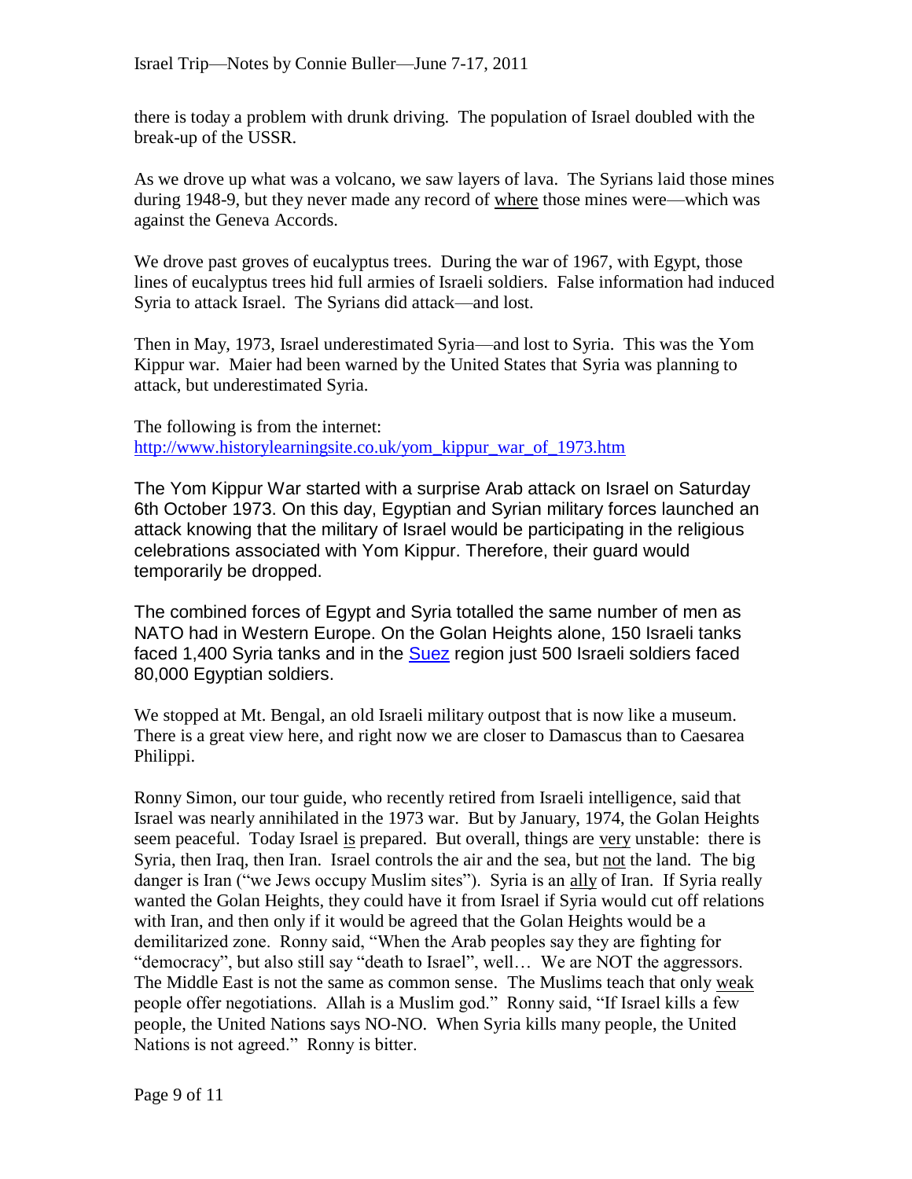there is today a problem with drunk driving. The population of Israel doubled with the break-up of the USSR.

As we drove up what was a volcano, we saw layers of lava. The Syrians laid those mines during 1948-9, but they never made any record of <u>where</u> those mines were—which was against the Geneva Accords.

We drove past groves of eucalyptus trees. During the war of 1967, with Egypt, those lines of eucalyptus trees hid full armies of Israeli soldiers. False information had induced Syria to attack Israel. The Syrians did attack—and lost.

Then in May, 1973, Israel underestimated Syria—and lost to Syria. This was the Yom Kippur war. Maier had been warned by the United States that Syria was planning to attack, but underestimated Syria.

The following is from the internet:
[http://www.historylearningsite.co.uk/yom_kippur_war_of_1973.htm](http://www.historylearningsite.co.uk/yom_kippur_war_of_1973.htm)

The Yom Kippur War started with a surprise Arab attack on Israel on Saturday 6th October 1973. On this day, Egyptian and Syrian military forces launched an attack knowing that the military of Israel would be participating in the religious celebrations associated with Yom Kippur. Therefore, their guard would temporarily be dropped.

The combined forces of Egypt and Syria totalled the same number of men as NATO had in Western Europe. On the Golan Heights alone, 150 Israeli tanks faced 1,400 Syria tanks and in the [Suez](#) region just 500 Israeli soldiers faced 80,000 Egyptian soldiers.

We stopped at Mt. Bengal, an old Israeli military outpost that is now like a museum. There is a great view here, and right now we are closer to Damascus than to Caesarea Philippi.

Ronny Simon, our tour guide, who recently retired from Israeli intelligence, said that Israel was nearly annihilated in the 1973 war. But by January, 1974, the Golan Heights seem peaceful. Today Israel <u>is</u> prepared. But overall, things are <u>very</u> unstable: there is Syria, then Iraq, then Iran. Israel controls the air and the sea, but <u>not</u> the land. The big danger is Iran ("we Jews occupy Muslim sites"). Syria is an <u>ally</u> of Iran. If Syria really wanted the Golan Heights, they could have it from Israel if Syria would cut off relations with Iran, and then only if it would be agreed that the Golan Heights would be a demilitarized zone. Ronny said, "When the Arab peoples say they are fighting for "democracy", but also still say "death to Israel", well… We are NOT the aggressors. The Middle East is not the same as common sense. The Muslims teach that only <u>weak</u> people offer negotiations. Allah is a Muslim god." Ronny said, "If Israel kills a few people, the United Nations says NO-NO. When Syria kills many people, the United Nations is not agreed." Ronny is bitter.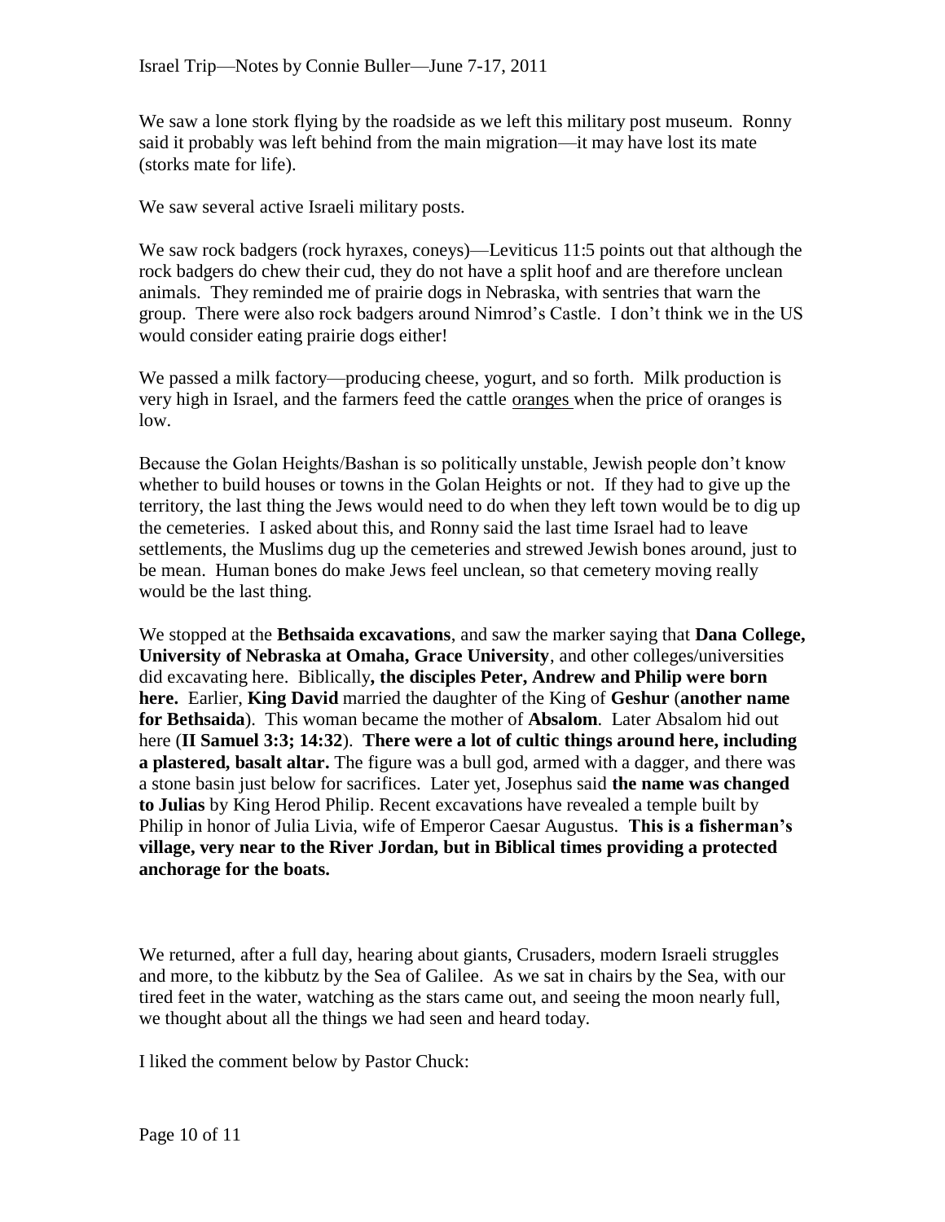We saw a lone stork flying by the roadside as we left this military post museum. Ronny said it probably was left behind from the main migration—it may have lost its mate (storks mate for life).

We saw several active Israeli military posts.

We saw rock badgers (rock hyraxes, coneys)—Leviticus 11:5 points out that although the rock badgers do chew their cud, they do not have a split hoof and are therefore unclean animals. They reminded me of prairie dogs in Nebraska, with sentries that warn the group. There were also rock badgers around Nimrod's Castle. I don't think we in the US would consider eating prairie dogs either!

We passed a milk factory—producing cheese, yogurt, and so forth. Milk production is very high in Israel, and the farmers feed the cattle oranges when the price of oranges is low.

Because the Golan Heights/Bashan is so politically unstable, Jewish people don't know whether to build houses or towns in the Golan Heights or not. If they had to give up the territory, the last thing the Jews would need to do when they left town would be to dig up the cemeteries. I asked about this, and Ronny said the last time Israel had to leave settlements, the Muslims dug up the cemeteries and strewed Jewish bones around, just to be mean. Human bones do make Jews feel unclean, so that cemetery moving really would be the last thing.

We stopped at the **Bethsaida excavations**, and saw the marker saying that **Dana College, University of Nebraska at Omaha, Grace University**, and other colleges/universities did excavating here. Biblically**, the disciples Peter, Andrew and Philip were born here.** Earlier, **King David** married the daughter of the King of **Geshur** (**another name for Bethsaida**). This woman became the mother of **Absalom**. Later Absalom hid out here (**II Samuel 3:3; 14:32**). **There were a lot of cultic things around here, including a plastered, basalt altar.** The figure was a bull god, armed with a dagger, and there was a stone basin just below for sacrifices. Later yet, Josephus said **the name was changed to Julias** by King Herod Philip. Recent excavations have revealed a temple built by Philip in honor of Julia Livia, wife of Emperor Caesar Augustus. **This is a fisherman's village, very near to the River Jordan, but in Biblical times providing a protected anchorage for the boats.**

We returned, after a full day, hearing about giants, Crusaders, modern Israeli struggles and more, to the kibbutz by the Sea of Galilee. As we sat in chairs by the Sea, with our tired feet in the water, watching as the stars came out, and seeing the moon nearly full, we thought about all the things we had seen and heard today.

I liked the comment below by Pastor Chuck: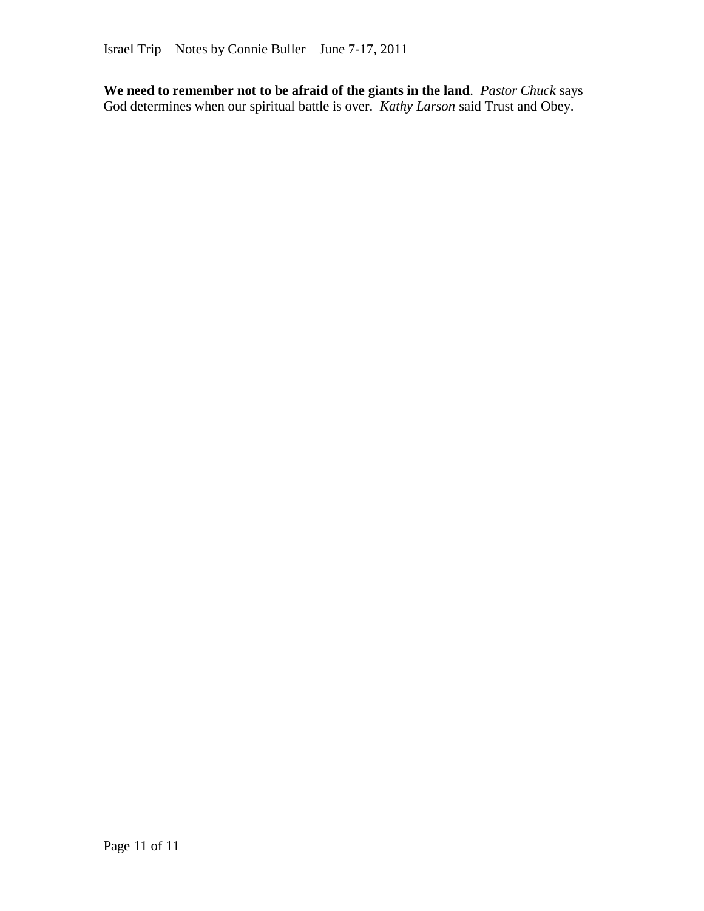**We need to remember not to be afraid of the giants in the land**. *Pastor Chuck* says God determines when our spiritual battle is over. *Kathy Larson* said Trust and Obey.